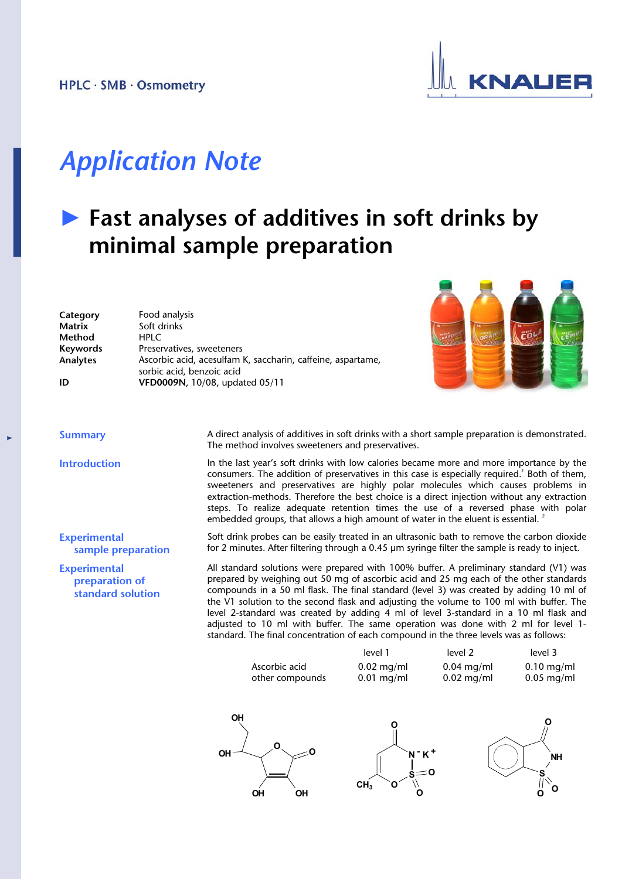HPLC · SMB · Osmometry

# Application Note

## ► Fast analyses of additives in soft drinks by minimal sample preparation

| | |
|---|---|
| **Category** | Food analysis |
| **Matrix** | Soft drinks |
| **Method** | HPLC |
| **Keywords** | Preservatives, sweeteners |
| **Analytes** | Ascorbic acid, acesulfam K, saccharin, caffeine, aspartame, sorbic acid, benzoic acid |
| **ID** | **VFD0009N**, 10/08, updated 05/11 |

### Summary

A direct analysis of additives in soft drinks with a short sample preparation is demonstrated. The method involves sweeteners and preservatives.

### Introduction

In the last year's soft drinks with low calories became more and more importance by the consumers. The addition of preservatives in this case is especially required.[1] Both of them, sweeteners and preservatives are highly polar molecules which causes problems in extraction-methods. Therefore the best choice is a direct injection without any extraction steps. To realize adequate retention times the use of a reversed phase with polar embedded groups, that allows a high amount of water in the eluent is essential. [2]

### Experimental sample preparation

Soft drink probes can be easily treated in an ultrasonic bath to remove the carbon dioxide for 2 minutes. After filtering through a 0.45 µm syringe filter the sample is ready to inject.

### Experimental preparation of standard solution

All standard solutions were prepared with 100% buffer. A preliminary standard (V1) was prepared by weighing out 50 mg of ascorbic acid and 25 mg each of the other standards compounds in a 50 ml flask. The final standard (level 3) was created by adding 10 ml of the V1 solution to the second flask and adjusting the volume to 100 ml with buffer. The level 2-standard was created by adding 4 ml of level 3-standard in a 10 ml flask and adjusted to 10 ml with buffer. The same operation was done with 2 ml for level 1-standard. The final concentration of each compound in the three levels was as follows:

| | level 1 | level 2 | level 3 |
|---|---|---|---|
| Ascorbic acid | 0.02 mg/ml | 0.04 mg/ml | 0.10 mg/ml |
| other compounds | 0.01 mg/ml | 0.02 mg/ml | 0.05 mg/ml |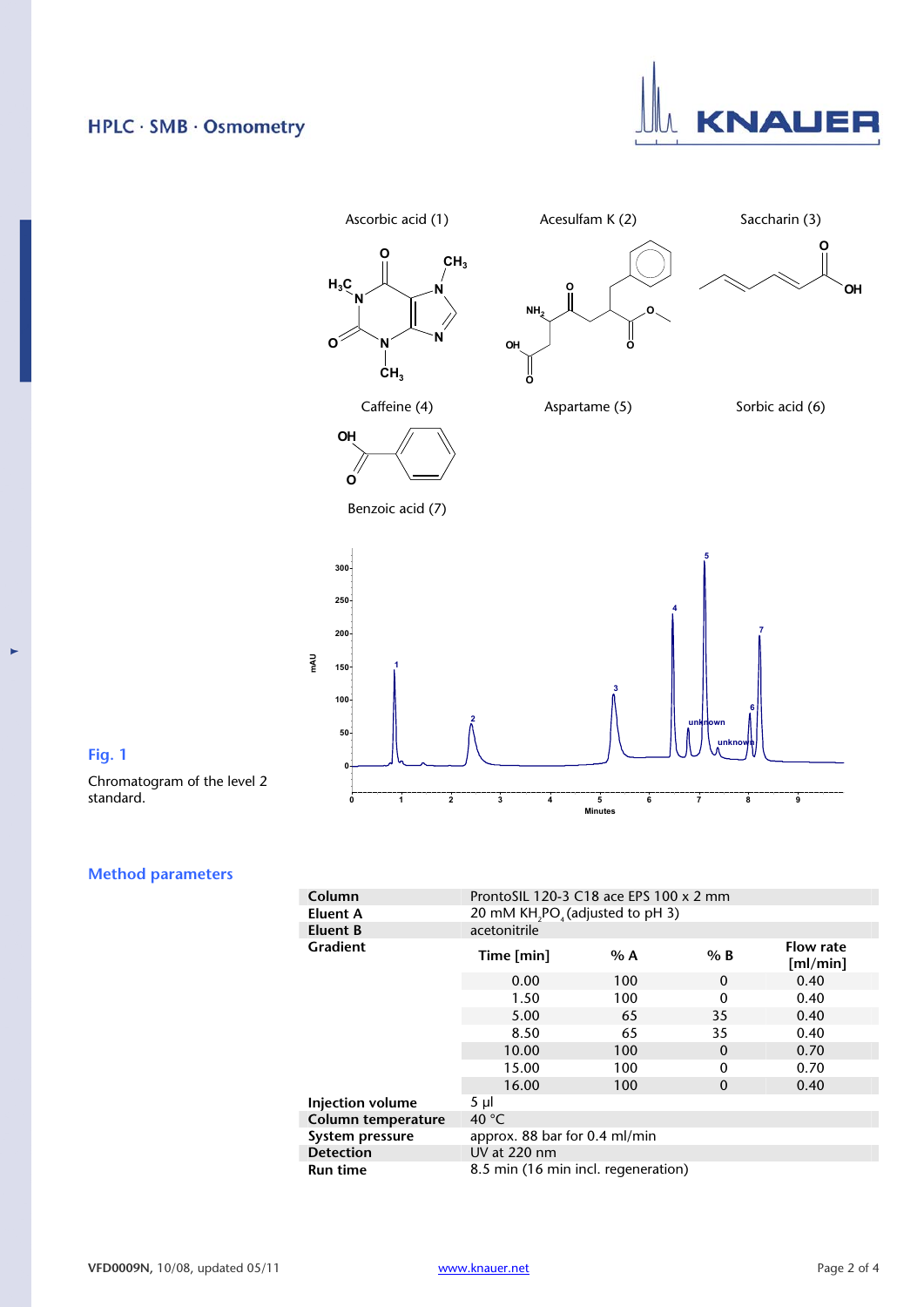Ascorbic acid (1) Acesulfam K (2) Saccharin (3)

Caffeine (4) Aspartame (5) Sorbic acid (6)

Benzoic acid (7)

**Fig. 1**

Chromatogram of the level 2 standard.

## Method parameters

| | | | | |
|---|---|---|---|---|
| **Column** | ProntoSIL 120-3 C18 ace EPS 100 x 2 mm | | | |
| **Eluent A** | 20 mM $KH_2PO_4$ (adjusted to pH 3) | | | |
| **Eluent B** | acetonitrile | | | |
| **Gradient** | **Time [min]** | **% A** | **% B** | **Flow rate [ml/min]** |
| | 0.00 | 100 | 0 | 0.40 |
| | 1.50 | 100 | 0 | 0.40 |
| | 5.00 | 65 | 35 | 0.40 |
| | 8.50 | 65 | 35 | 0.40 |
| | 10.00 | 100 | 0 | 0.70 |
| | 15.00 | 100 | 0 | 0.70 |
| | 16.00 | 100 | 0 | 0.40 |
| **Injection volume** | 5 µl | | | |
| **Column temperature** | 40 °C | | | |
| **System pressure** | approx. 88 bar for 0.4 ml/min | | | |
| **Detection** | UV at 220 nm | | | |
| **Run time** | 8.5 min (16 min incl. regeneration) | | | |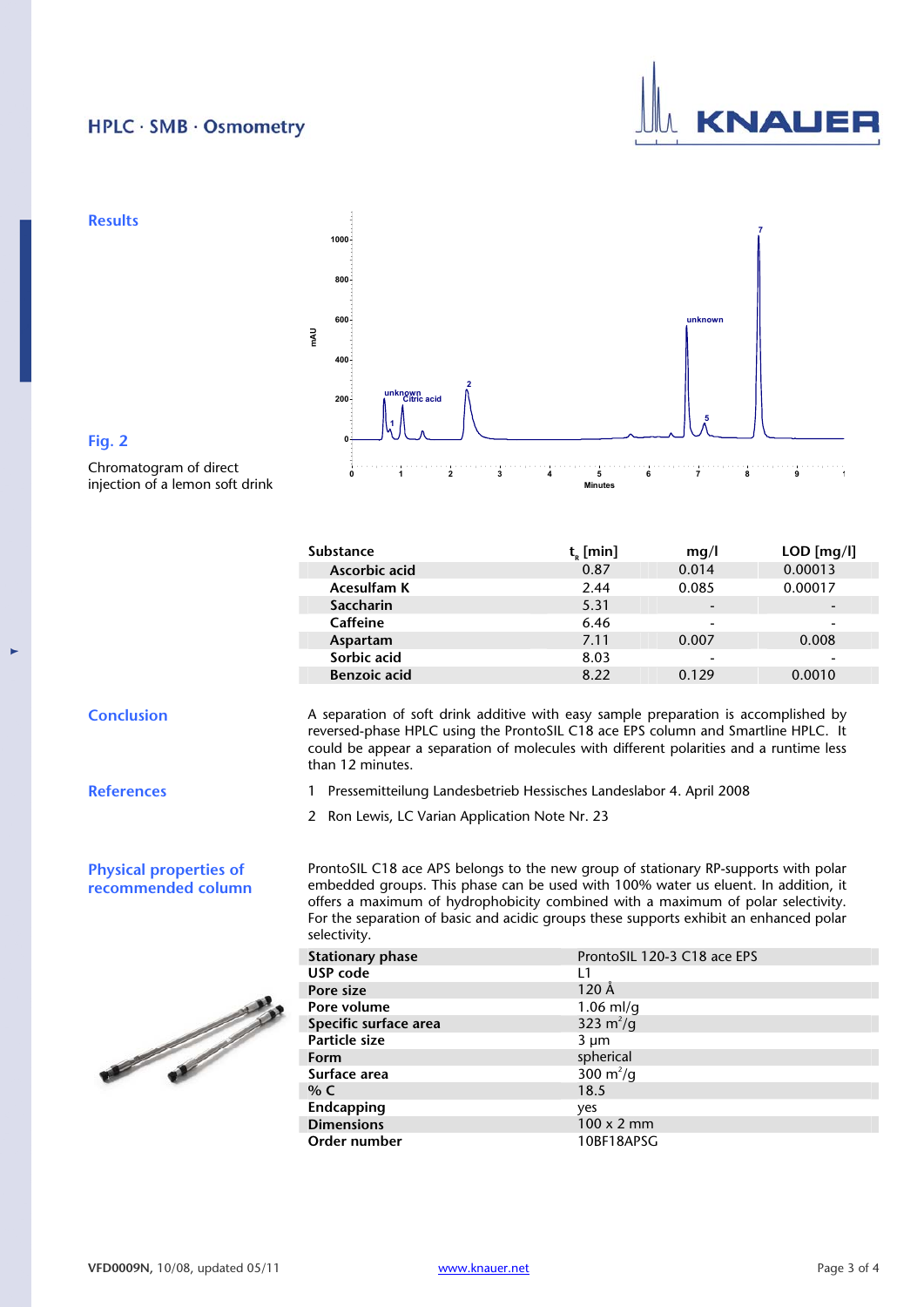## Results

**Fig. 2**

Chromatogram of direct injection of a lemon soft drink

| Substance | $t_R$ [min] | mg/l | LOD [mg/l] |
|---|---|---|---|
| **Ascorbic acid** | 0.87 | 0.014 | 0.00013 |
| **Acesulfam K** | 2.44 | 0.085 | 0.00017 |
| **Saccharin** | 5.31 | - | - |
| **Caffeine** | 6.46 | - | - |
| **Aspartam** | 7.11 | 0.007 | 0.008 |
| **Sorbic acid** | 8.03 | - | - |
| **Benzoic acid** | 8.22 | 0.129 | 0.0010 |

## Conclusion

A separation of soft drink additive with easy sample preparation is accomplished by reversed-phase HPLC using the ProntoSIL C18 ace EPS column and Smartline HPLC. It could be appear a separation of molecules with different polarities and a runtime less than 12 minutes.

## References

1 Pressemitteilung Landesbetrieb Hessisches Landeslabor 4. April 2008

2 Ron Lewis, LC Varian Application Note Nr. 23

## Physical properties of recommended column

ProntoSIL C18 ace APS belongs to the new group of stationary RP-supports with polar embedded groups. This phase can be used with 100% water us eluent. In addition, it offers a maximum of hydrophobicity combined with a maximum of polar selectivity. For the separation of basic and acidic groups these supports exhibit an enhanced polar selectivity.

| | |
|---|---|
| **Stationary phase** | ProntoSIL 120-3 C18 ace EPS |
| **USP code** | L1 |
| **Pore size** | 120 Å |
| **Pore volume** | 1.06 ml/g |
| **Specific surface area** | 323 $m^2/g$ |
| **Particle size** | 3 µm |
| **Form** | spherical |
| **Surface area** | 300 $m^2/g$ |
| **% C** | 18.5 |
| **Endcapping** | yes |
| **Dimensions** | 100 x 2 mm |
| **Order number** | 10BF18APSG |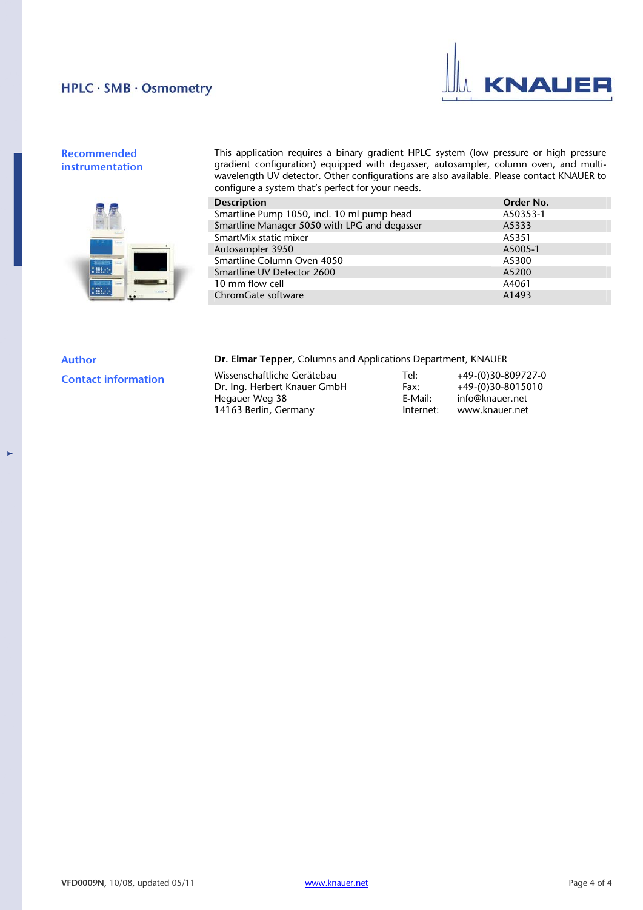## Recommended instrumentation

This application requires a binary gradient HPLC system (low pressure or high pressure gradient configuration) equipped with degasser, autosampler, column oven, and multi-wavelength UV detector. Other configurations are also available. Please contact KNAUER to configure a system that's perfect for your needs.

| Description | Order No. |
|---|---|
| Smartline Pump 1050, incl. 10 ml pump head | A50353-1 |
| Smartline Manager 5050 with LPG and degasser | A5333 |
| SmartMix static mixer | A5351 |
| Autosampler 3950 | A5005-1 |
| Smartline Column Oven 4050 | A5300 |
| Smartline UV Detector 2600 | A5200 |
| 10 mm flow cell | A4061 |
| ChromGate software | A1493 |

## Author

**Dr. Elmar Tepper**, Columns and Applications Department, KNAUER

## Contact information

Wissenschaftliche Gerätebau
Dr. Ing. Herbert Knauer GmbH
Hegauer Weg 38
14163 Berlin, Germany

Tel: +49-(0)30-809727-0
Fax: +49-(0)30-8015010
E-Mail: info@knauer.net
Internet: www.knauer.net

VFD0009N, 10/08, updated 05/11